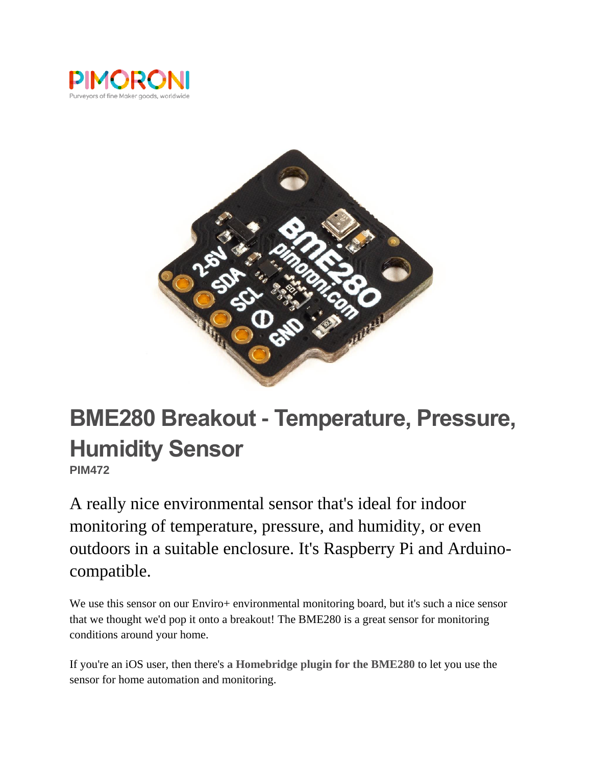PIMORONI

Purveyors of fine Maker goods, worldwide

# BME280 Breakout - Temperature, Pressure, Humidity Sensor

**PIM472**

A really nice environmental sensor that's ideal for indoor monitoring of temperature, pressure, and humidity, or even outdoors in a suitable enclosure. It's Raspberry Pi and Arduino-compatible.

We use this sensor on our Enviro+ environmental monitoring board, but it's such a nice sensor that we thought we'd pop it onto a breakout! The BME280 is a great sensor for monitoring conditions around your home.

If you're an iOS user, then there's **a Homebridge plugin for the BME280** to let you use the sensor for home automation and monitoring.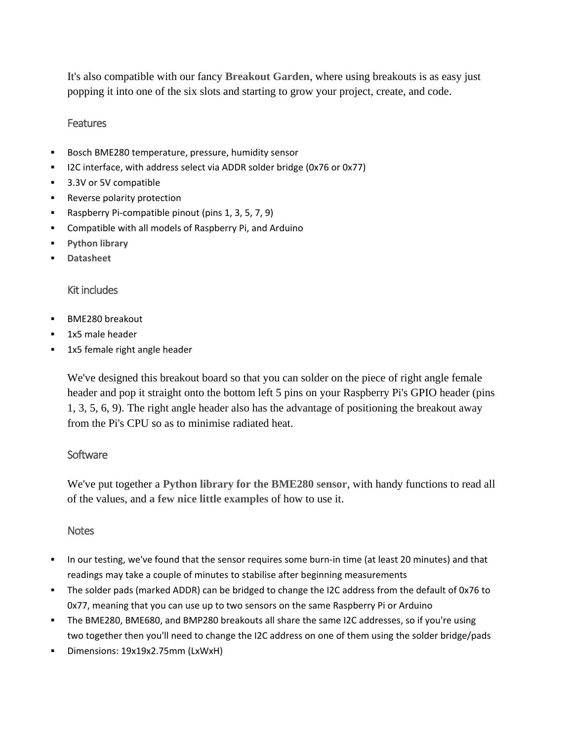It's also compatible with our fancy **Breakout Garden**, where using breakouts is as easy just popping it into one of the six slots and starting to grow your project, create, and code.

### Features

- Bosch BME280 temperature, pressure, humidity sensor
- I2C interface, with address select via ADDR solder bridge (0x76 or 0x77)
- 3.3V or 5V compatible
- Reverse polarity protection
- Raspberry Pi-compatible pinout (pins 1, 3, 5, 7, 9)
- Compatible with all models of Raspberry Pi, and Arduino
- **Python library**
- **Datasheet**

### Kit includes

- BME280 breakout
- 1x5 male header
- 1x5 female right angle header

We've designed this breakout board so that you can solder on the piece of right angle female header and pop it straight onto the bottom left 5 pins on your Raspberry Pi's GPIO header (pins 1, 3, 5, 6, 9). The right angle header also has the advantage of positioning the breakout away from the Pi's CPU so as to minimise radiated heat.

### Software

We've put together a **Python library for the BME280 sensor**, with handy functions to read all of the values, and **a few nice little examples** of how to use it.

### Notes

- In our testing, we've found that the sensor requires some burn-in time (at least 20 minutes) and that readings may take a couple of minutes to stabilise after beginning measurements
- The solder pads (marked ADDR) can be bridged to change the I2C address from the default of 0x76 to 0x77, meaning that you can use up to two sensors on the same Raspberry Pi or Arduino
- The BME280, BME680, and BMP280 breakouts all share the same I2C addresses, so if you're using two together then you'll need to change the I2C address on one of them using the solder bridge/pads
- Dimensions: 19x19x2.75mm (LxWxH)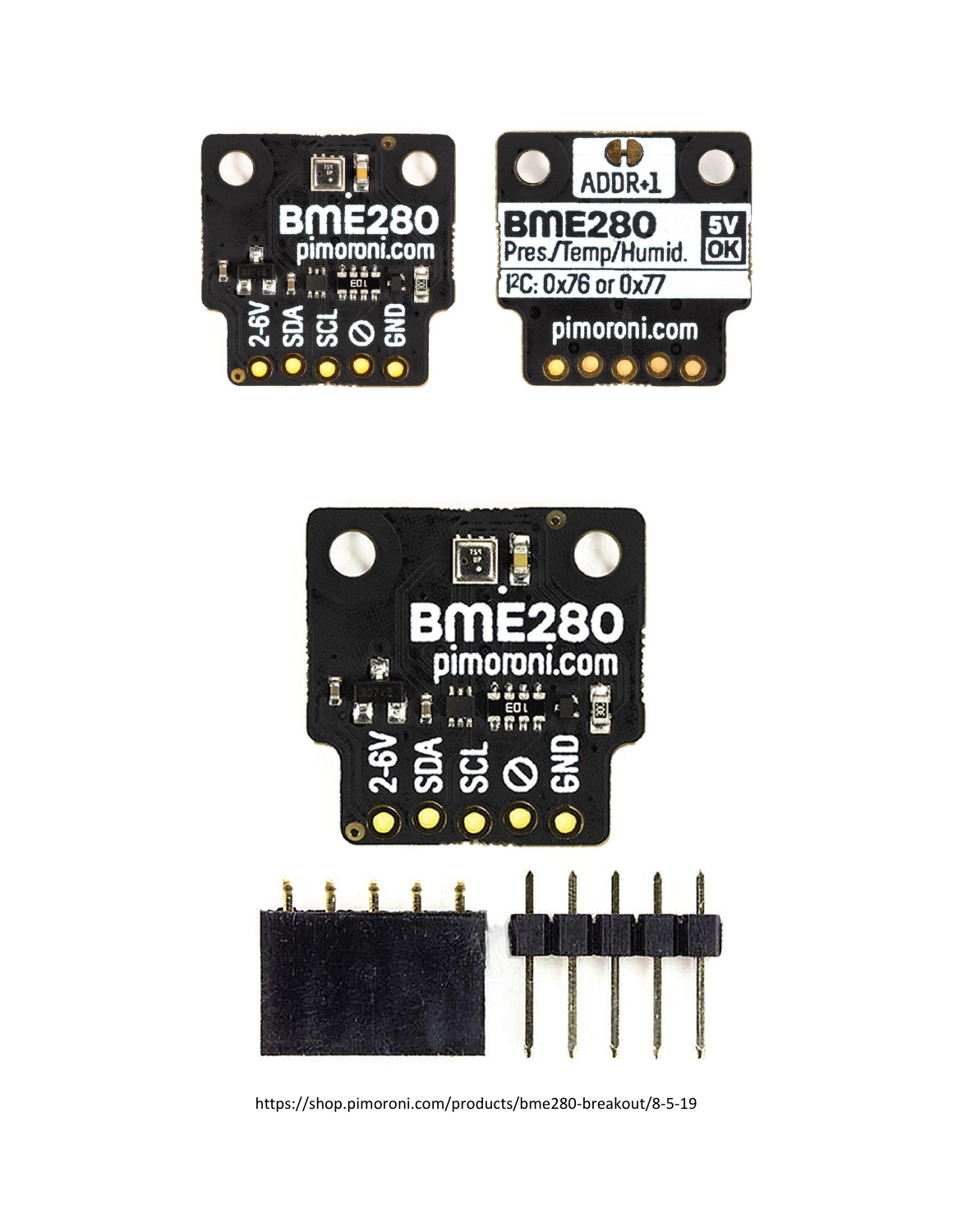https://shop.pimoroni.com/products/bme280-breakout/8-5-19